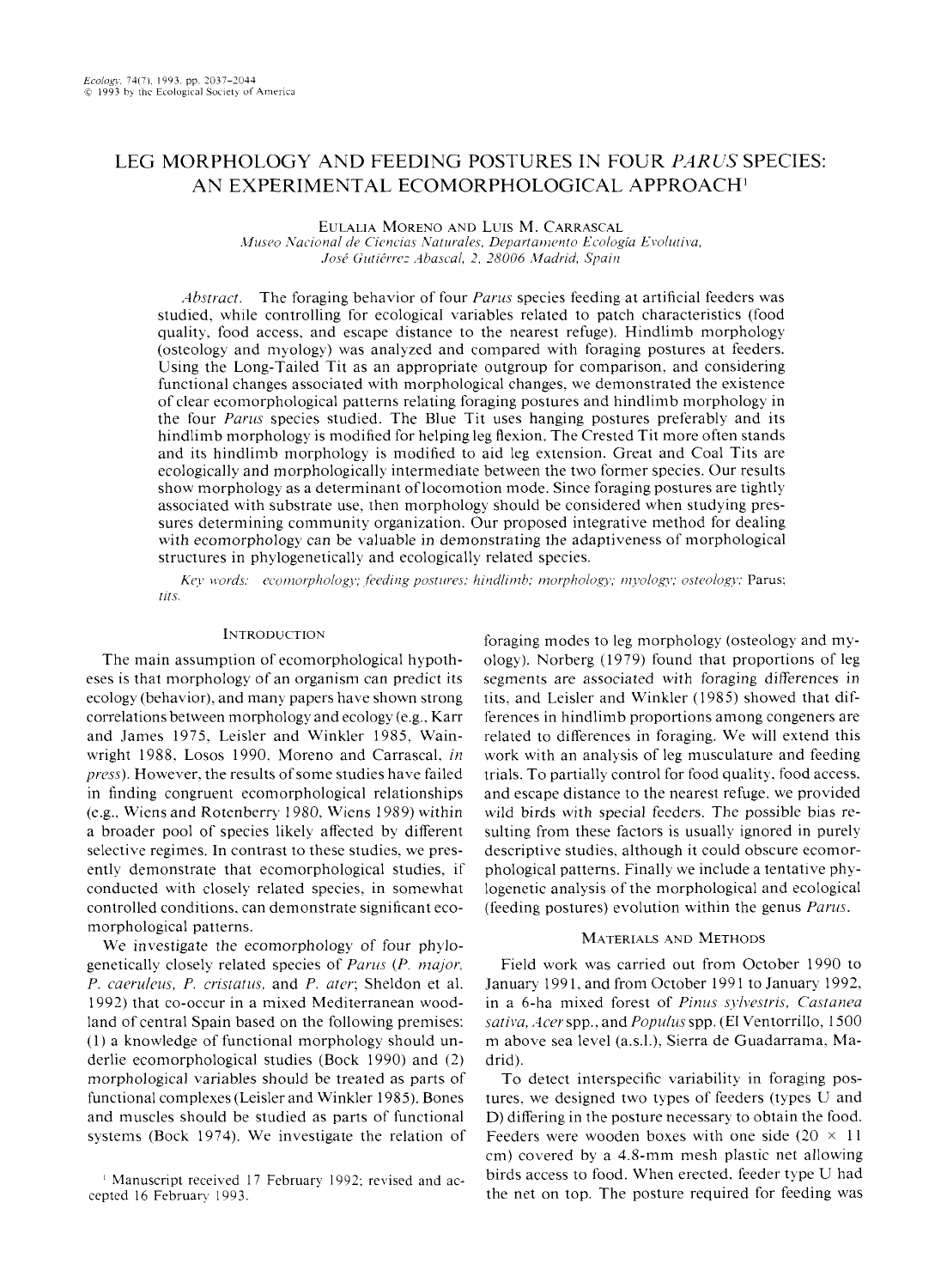# LEG MORPHOLOGY AND FEEDING POSTURES IN FOUR *PARUS* SPECIES: AN EXPERIMENTAL ECOMORPHOLOGICAL APPROACH[1]

EULALIA MORENO AND LUIS M. CARRASCAL

*Museo Nacional de Ciencias Naturales, Departamento Ecología Evolutiva, José Gutiérrez Abascal, 2, 28006 Madrid, Spain*

*Abstract.* The foraging behavior of four *Parus* species feeding at artificial feeders was studied, while controlling for ecological variables related to patch characteristics (food quality, food access, and escape distance to the nearest refuge). Hindlimb morphology (osteology and myology) was analyzed and compared with foraging postures at feeders. Using the Long-Tailed Tit as an appropriate outgroup for comparison, and considering functional changes associated with morphological changes, we demonstrated the existence of clear ecomorphological patterns relating foraging postures and hindlimb morphology in the four *Parus* species studied. The Blue Tit uses hanging postures preferably and its hindlimb morphology is modified for helping leg flexion. The Crested Tit more often stands and its hindlimb morphology is modified to aid leg extension. Great and Coal Tits are ecologically and morphologically intermediate between the two former species. Our results show morphology as a determinant of locomotion mode. Since foraging postures are tightly associated with substrate use, then morphology should be considered when studying pressures determining community organization. Our proposed integrative method for dealing with ecomorphology can be valuable in demonstrating the adaptiveness of morphological structures in phylogenetically and ecologically related species.

*Key words:* *ecomorphology; feeding postures; hindlimb; morphology; myology; osteology;* Parus; *tits.*

## INTRODUCTION

The main assumption of ecomorphological hypotheses is that morphology of an organism can predict its ecology (behavior), and many papers have shown strong correlations between morphology and ecology (e.g., Karr and James 1975, Leisler and Winkler 1985, Wainwright 1988, Losos 1990, Moreno and Carrascal, *in press*). However, the results of some studies have failed in finding congruent ecomorphological relationships (e.g., Wiens and Rotenberry 1980, Wiens 1989) within a broader pool of species likely affected by different selective regimes. In contrast to these studies, we presently demonstrate that ecomorphological studies, if conducted with closely related species, in somewhat controlled conditions, can demonstrate significant ecomorphological patterns.

We investigate the ecomorphology of four phylogenetically closely related species of *Parus* (*P. major*, *P. caeruleus*, *P. cristatus*, and *P. ater*; Sheldon et al. 1992) that co-occur in a mixed Mediterranean woodland of central Spain based on the following premises: (1) a knowledge of functional morphology should underlie ecomorphological studies (Bock 1990) and (2) morphological variables should be treated as parts of functional complexes (Leisler and Winkler 1985). Bones and muscles should be studied as parts of functional systems (Bock 1974). We investigate the relation of foraging modes to leg morphology (osteology and myology). Norberg (1979) found that proportions of leg segments are associated with foraging differences in tits, and Leisler and Winkler (1985) showed that differences in hindlimb proportions among congeners are related to differences in foraging. We will extend this work with an analysis of leg musculature and feeding trials. To partially control for food quality, food access, and escape distance to the nearest refuge, we provided wild birds with special feeders. The possible bias resulting from these factors is usually ignored in purely descriptive studies, although it could obscure ecomorphological patterns. Finally we include a tentative phylogenetic analysis of the morphological and ecological (feeding postures) evolution within the genus *Parus*.

## MATERIALS AND METHODS

Field work was carried out from October 1990 to January 1991, and from October 1991 to January 1992, in a 6-ha mixed forest of *Pinus sylvestris*, *Castanea sativa*, *Acer* spp., and *Populus* spp. (El Ventorrillo, 1500 m above sea level (a.s.l.), Sierra de Guadarrama, Madrid).

To detect interspecific variability in foraging postures, we designed two types of feeders (types U and D) differing in the posture necessary to obtain the food. Feeders were wooden boxes with one side (20 × 11 cm) covered by a 4.8-mm mesh plastic net allowing birds access to food. When erected, feeder type U had the net on top. The posture required for feeding was

[1] Manuscript received 17 February 1992; revised and accepted 16 February 1993.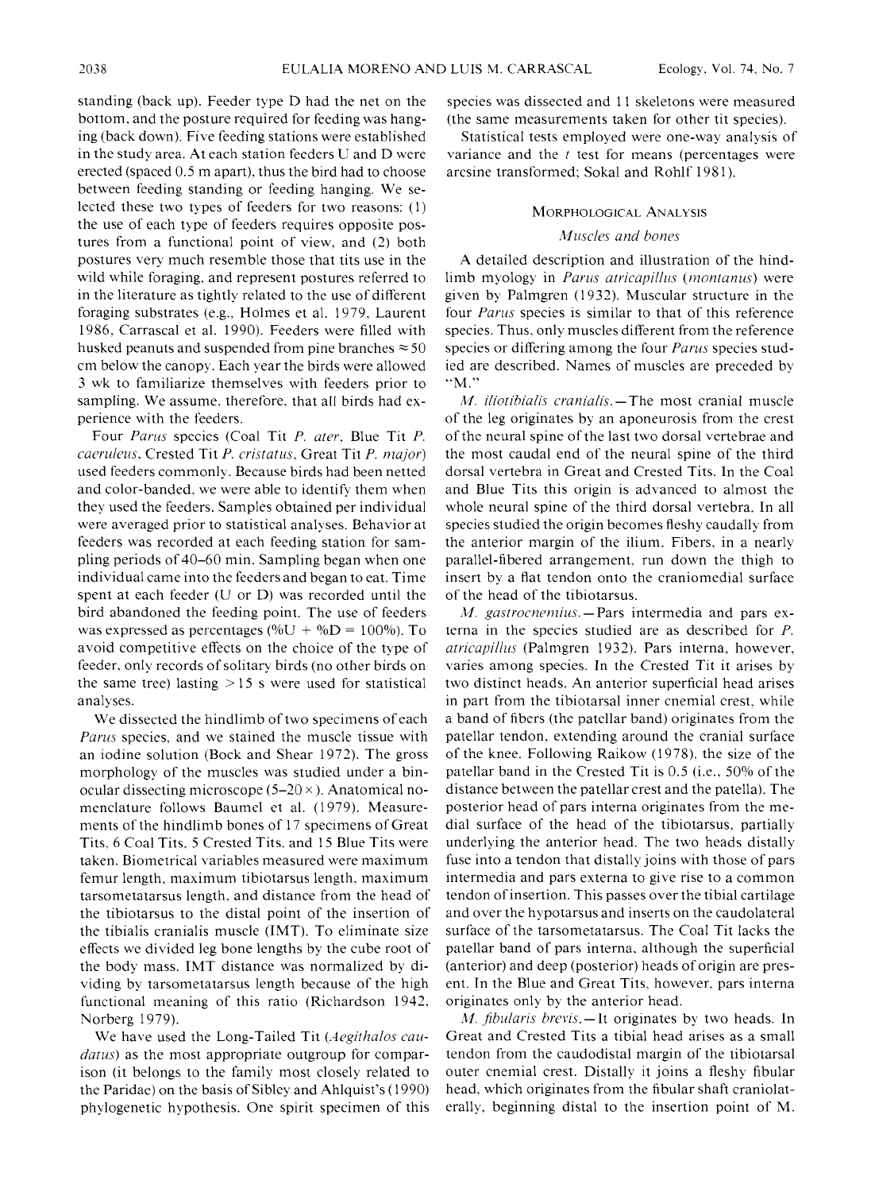standing (back up). Feeder type D had the net on the bottom, and the posture required for feeding was hanging (back down). Five feeding stations were established in the study area. At each station feeders U and D were erected (spaced 0.5 m apart), thus the bird had to choose between feeding standing or feeding hanging. We selected these two types of feeders for two reasons: (1) the use of each type of feeders requires opposite postures from a functional point of view, and (2) both postures very much resemble those that tits use in the wild while foraging, and represent postures referred to in the literature as tightly related to the use of different foraging substrates (e.g., Holmes et al. 1979, Laurent 1986, Carrascal et al. 1990). Feeders were filled with husked peanuts and suspended from pine branches ≈ 50 cm below the canopy. Each year the birds were allowed 3 wk to familiarize themselves with feeders prior to sampling. We assume, therefore, that all birds had experience with the feeders.

Four *Parus* species (Coal Tit *P. ater*, Blue Tit *P. caeruleus*, Crested Tit *P. cristatus*, Great Tit *P. major*) used feeders commonly. Because birds had been netted and color-banded, we were able to identify them when they used the feeders. Samples obtained per individual were averaged prior to statistical analyses. Behavior at feeders was recorded at each feeding station for sampling periods of 40–60 min. Sampling began when one individual came into the feeders and began to eat. Time spent at each feeder (U or D) was recorded until the bird abandoned the feeding point. The use of feeders was expressed as percentages (%U + %D = 100%). To avoid competitive effects on the choice of the type of feeder, only records of solitary birds (no other birds on the same tree) lasting >15 s were used for statistical analyses.

We dissected the hindlimb of two specimens of each *Parus* species, and we stained the muscle tissue with an iodine solution (Bock and Shear 1972). The gross morphology of the muscles was studied under a binocular dissecting microscope (5–20×). Anatomical nomenclature follows Baumel et al. (1979). Measurements of the hindlimb bones of 17 specimens of Great Tits, 6 Coal Tits, 5 Crested Tits, and 15 Blue Tits were taken. Biometrical variables measured were maximum femur length, maximum tibiotarsus length, maximum tarsometatarsus length, and distance from the head of the tibiotarsus to the distal point of the insertion of the tibialis cranialis muscle (IMT). To eliminate size effects we divided leg bone lengths by the cube root of the body mass. IMT distance was normalized by dividing by tarsometatarsus length because of the high functional meaning of this ratio (Richardson 1942, Norberg 1979).

We have used the Long-Tailed Tit (*Aegithalos caudatus*) as the most appropriate outgroup for comparison (it belongs to the family most closely related to the Paridae) on the basis of Sibley and Ahlquist's (1990) phylogenetic hypothesis. One spirit specimen of this species was dissected and 11 skeletons were measured (the same measurements taken for other tit species).

Statistical tests employed were one-way analysis of variance and the $t$ test for means (percentages were arcsine transformed; Sokal and Rohlf 1981).

## Morphological Analysis

### *Muscles and bones*

A detailed description and illustration of the hindlimb myology in *Parus atricapillus* (*montanus*) were given by Palmgren (1932). Muscular structure in the four *Parus* species is similar to that of this reference species. Thus, only muscles different from the reference species or differing among the four *Parus* species studied are described. Names of muscles are preceded by "M."

*M. iliotibialis cranialis*.—The most cranial muscle of the leg originates by an aponeurosis from the crest of the neural spine of the last two dorsal vertebrae and the most caudal end of the neural spine of the third dorsal vertebra in Great and Crested Tits. In the Coal and Blue Tits this origin is advanced to almost the whole neural spine of the third dorsal vertebra. In all species studied the origin becomes fleshy caudally from the anterior margin of the ilium. Fibers, in a nearly parallel-fibered arrangement, run down the thigh to insert by a flat tendon onto the craniomedial surface of the head of the tibiotarsus.

*M. gastrocnemius*.—Pars intermedia and pars externa in the species studied are as described for *P. atricapillus* (Palmgren 1932). Pars interna, however, varies among species. In the Crested Tit it arises by two distinct heads. An anterior superficial head arises in part from the tibiotarsal inner cnemial crest, while a band of fibers (the patellar band) originates from the patellar tendon, extending around the cranial surface of the knee. Following Raikow (1978), the size of the patellar band in the Crested Tit is 0.5 (i.e., 50% of the distance between the patellar crest and the patella). The posterior head of pars interna originates from the medial surface of the head of the tibiotarsus, partially underlying the anterior head. The two heads distally fuse into a tendon that distally joins with those of pars intermedia and pars externa to give rise to a common tendon of insertion. This passes over the tibial cartilage and over the hypotarsus and inserts on the caudolateral surface of the tarsometatarsus. The Coal Tit lacks the patellar band of pars interna, although the superficial (anterior) and deep (posterior) heads of origin are present. In the Blue and Great Tits, however, pars interna originates only by the anterior head.

*M. fibularis brevis*.—It originates by two heads. In Great and Crested Tits a tibial head arises as a small tendon from the caudodistal margin of the tibiotarsal outer cnemial crest. Distally it joins a fleshy fibular head, which originates from the fibular shaft craniolaterally, beginning distal to the insertion point of M.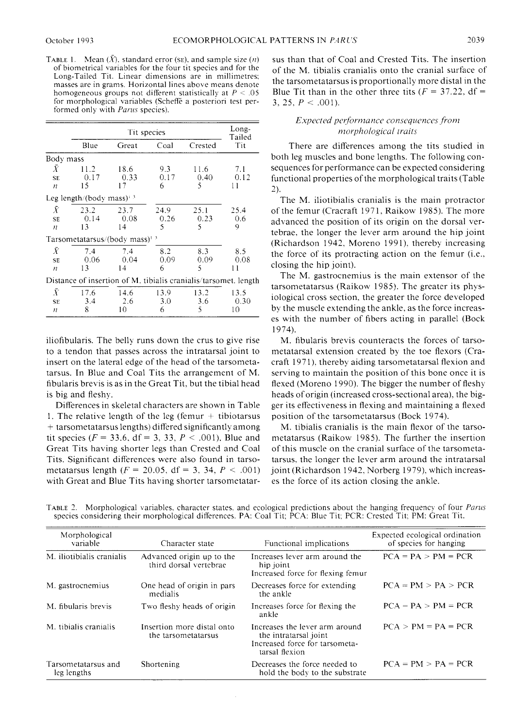TABLE 1. Mean ($\bar{X}$), standard error (SE), and sample size ($n$) of biometrical variables for the four tit species and for the Long-Tailed Tit. Linear dimensions are in millimetres; masses are in grams. Horizontal lines above means denote homogeneous groups not different statistically at $P < .05$ for morphological variables (Scheffé a posteriori test performed only with *Parus* species).

| | Tit species | | | | Long-Tailed Tit |
|---|---|---|---|---|---|
| | Blue | Great | Coal | Crested | |
| **Body mass** | | | | | |
| $\bar{X}$ | 11.2 | 18.6 | 9.3 | 11.6 | 7.1 |
| SE | 0.17 | 0.33 | 0.17 | 0.40 | 0.12 |
| $n$ | 15 | 17 | 6 | 5 | 11 |
| **Leg length/(body mass)$^{1/3}$** | | | | | |
| $\bar{X}$ | 23.2 | 23.7 | 24.9 | 25.1 | 25.4 |
| SE | 0.14 | 0.08 | 0.26 | 0.23 | 0.6 |
| $n$ | 13 | 14 | 5 | 5 | 9 |
| **Tarsometatarsus/(body mass)$^{1/3}$** | | | | | |
| $\bar{X}$ | 7.4 | 7.4 | 8.2 | 8.3 | 8.5 |
| SE | 0.06 | 0.04 | 0.09 | 0.09 | 0.08 |
| $n$ | 13 | 14 | 6 | 5 | 11 |
| **Distance of insertion of M. tibialis cranialis/tarsomet. length** | | | | | |
| $\bar{X}$ | 17.6 | 14.6 | 13.9 | 13.2 | 13.5 |
| SE | 3.4 | 2.6 | 3.0 | 3.6 | 0.30 |
| $n$ | 8 | 10 | 6 | 5 | 10 |

iliofibularis. The belly runs down the crus to give rise to a tendon that passes across the intratarsal joint to insert on the lateral edge of the head of the tarsometatarsus. In Blue and Coal Tits the arrangement of M. fibularis brevis is as in the Great Tit, but the tibial head is big and fleshy.

Differences in skeletal characters are shown in Table 1. The relative length of the leg (femur + tibiotarsus + tarsometatarsus lengths) differed significantly among tit species ($F = 33.6$, df = 3, 33, $P < .001$). Blue and Great Tits having shorter legs than Crested and Coal Tits. Significant differences were also found in tarsometatarsus length ($F = 20.05$, df = 3, 34, $P < .001$) with Great and Blue Tits having shorter tarsometatarsus than that of Coal and Crested Tits. The insertion of the M. tibialis cranialis onto the cranial surface of the tarsometatarsus is proportionally more distal in the Blue Tit than in the other three tits ($F = 37.22$, df = 3, 25, $P < .001$).

### *Expected performance consequences from morphological traits*

There are differences among the tits studied in both leg muscles and bone lengths. The following consequences for performance can be expected considering functional properties of the morphological traits (Table 2).

The M. iliotibialis cranialis is the main protractor of the femur (Cracraft 1971, Raikow 1985). The more advanced the position of its origin on the dorsal vertebrae, the longer the lever arm around the hip joint (Richardson 1942, Moreno 1991), thereby increasing the force of its protracting action on the femur (i.e., closing the hip joint).

The M. gastrocnemius is the main extensor of the tarsometatarsus (Raikow 1985). The greater its physiological cross section, the greater the force developed by the muscle extending the ankle, as the force increases with the number of fibers acting in parallel (Bock 1974).

M. fibularis brevis counteracts the forces of tarsometatarsal extension created by the toe flexors (Cracraft 1971), thereby aiding tarsometatarsal flexion and serving to maintain the position of this bone once it is flexed (Moreno 1990). The bigger the number of fleshy heads of origin (increased cross-sectional area), the bigger its effectiveness in flexing and maintaining a flexed position of the tarsometatarsus (Bock 1974).

M. tibialis cranialis is the main flexor of the tarsometatarsus (Raikow 1985). The further the insertion of this muscle on the cranial surface of the tarsometatarsus, the longer the lever arm around the intratarsal joint (Richardson 1942, Norberg 1979), which increases the force of its action closing the ankle.

TABLE 2. Morphological variables, character states, and ecological predictions about the hanging frequency of four *Parus* species considering their morphological differences. PA: Coal Tit; PCA: Blue Tit; PCR: Crested Tit; PM: Great Tit.

| Morphological variable | Character state | Functional implications | Expected ecological ordination of species for hanging |
|---|---|---|---|
| M. iliotibialis cranialis | Advanced origin up to the third dorsal vertebrae | Increases lever arm around the hip joint. Increased force for flexing femur | PCA = PA > PM = PCR |
| M. gastrocnemius | One head of origin in pars medialis | Decreases force for extending the ankle | PCA = PM > PA > PCR |
| M. fibularis brevis | Two fleshy heads of origin | Increases force for flexing the ankle | PCA = PA > PM = PCR |
| M. tibialis cranialis | Insertion more distal onto the tarsometatarsus | Increases the lever arm around the intratarsal joint. Increased force for tarsometatarsal flexion | PCA > PM = PA = PCR |
| Tarsometatarsus and leg lengths | Shortening | Decreases the force needed to hold the body to the substrate | PCA = PM > PA = PCR |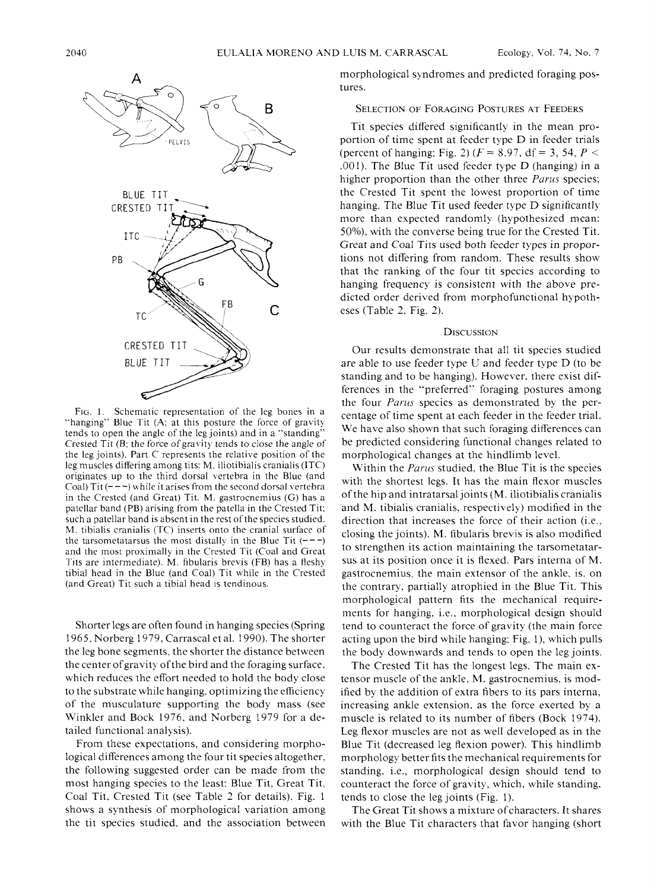FIG. 1. Schematic representation of the leg bones in a "hanging" Blue Tit (A; at this posture the force of gravity tends to open the angle of the leg joints) and in a "standing" Crested Tit (B; the force of gravity tends to close the angle of the leg joints). Part C represents the relative position of the leg muscles differing among tits: M. iliotibialis cranialis (ITC) originates up to the third dorsal vertebra in the Blue (and Coal) Tit (– – –) while it arises from the second dorsal vertebra in the Crested (and Great) Tit. M. gastrocnemius (G) has a patellar band (PB) arising from the patella in the Crested Tit; such a patellar band is absent in the rest of the species studied. M. tibialis cranialis (TC) inserts onto the cranial surface of the tarsometatarsus the most distally in the Blue Tit (– – –) and the most proximally in the Crested Tit (Coal and Great Tits are intermediate). M. fibularis brevis (FB) has a fleshy tibial head in the Blue (and Coal) Tit while in the Crested (and Great) Tit such a tibial head is tendinous.

Shorter legs are often found in hanging species (Spring 1965, Norberg 1979, Carrascal et al. 1990). The shorter the leg bone segments, the shorter the distance between the center of gravity of the bird and the foraging surface, which reduces the effort needed to hold the body close to the substrate while hanging, optimizing the efficiency of the musculature supporting the body mass (see Winkler and Bock 1976, and Norberg 1979 for a detailed functional analysis).

From these expectations, and considering morphological differences among the four tit species altogether, the following suggested order can be made from the most hanging species to the least: Blue Tit, Great Tit, Coal Tit, Crested Tit (see Table 2 for details). Fig. 1 shows a synthesis of morphological variation among the tit species studied, and the association between morphological syndromes and predicted foraging postures.

## SELECTION OF FORAGING POSTURES AT FEEDERS

Tit species differed significantly in the mean proportion of time spent at feeder type D in feeder trials (percent of hanging; Fig. 2) ($F = 8.97$, df = 3, 54, $P < .001$). The Blue Tit used feeder type D (hanging) in a higher proportion than the other three *Parus* species; the Crested Tit spent the lowest proportion of time hanging. The Blue Tit used feeder type D significantly more than expected randomly (hypothesized mean: 50%), with the converse being true for the Crested Tit. Great and Coal Tits used both feeder types in proportions not differing from random. These results show that the ranking of the four tit species according to hanging frequency is consistent with the above predicted order derived from morphofunctional hypotheses (Table 2, Fig. 2).

## DISCUSSION

Our results demonstrate that all tit species studied are able to use feeder type U and feeder type D (to be standing and to be hanging). However, there exist differences in the "preferred" foraging postures among the four *Parus* species as demonstrated by the percentage of time spent at each feeder in the feeder trial. We have also shown that such foraging differences can be predicted considering functional changes related to morphological changes at the hindlimb level.

Within the *Parus* studied, the Blue Tit is the species with the shortest legs. It has the main flexor muscles of the hip and intratarsal joints (M. iliotibialis cranialis and M. tibialis cranialis, respectively) modified in the direction that increases the force of their action (i.e., closing the joints). M. fibularis brevis is also modified to strengthen its action maintaining the tarsometatarsus at its position once it is flexed. Pars interna of M. gastrocnemius, the main extensor of the ankle, is, on the contrary, partially atrophied in the Blue Tit. This morphological pattern fits the mechanical requirements for hanging, i.e., morphological design should tend to counteract the force of gravity (the main force acting upon the bird while hanging; Fig. 1), which pulls the body downwards and tends to open the leg joints.

The Crested Tit has the longest legs. The main extensor muscle of the ankle, M. gastrocnemius, is modified by the addition of extra fibers to its pars interna, increasing ankle extension, as the force exerted by a muscle is related to its number of fibers (Bock 1974). Leg flexor muscles are not as well developed as in the Blue Tit (decreased leg flexion power). This hindlimb morphology better fits the mechanical requirements for standing, i.e., morphological design should tend to counteract the force of gravity, which, while standing, tends to close the leg joints (Fig. 1).

The Great Tit shows a mixture of characters. It shares with the Blue Tit characters that favor hanging (short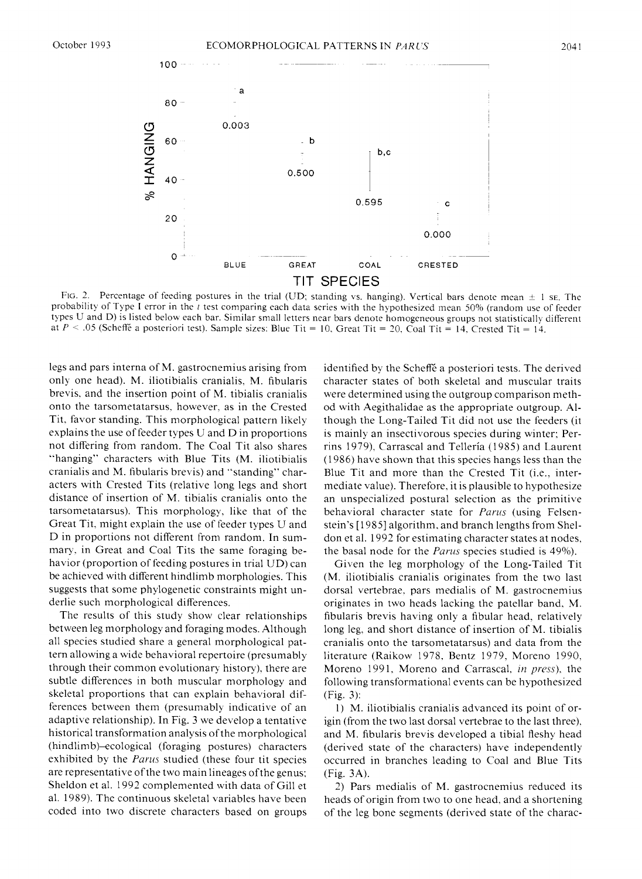FIG. 2. Percentage of feeding postures in the trial (UD; standing vs. hanging). Vertical bars denote mean ± 1 SE. The probability of Type I error in the $t$ test comparing each data series with the hypothesized mean 50% (random use of feeder types U and D) is listed below each bar. Similar small letters near bars denote homogeneous groups not statistically different at $P < .05$ (Scheffé a posteriori test). Sample sizes: Blue Tit = 10, Great Tit = 20, Coal Tit = 14, Crested Tit = 14.

legs and pars interna of M. gastrocnemius arising from only one head). M. iliotibialis cranialis, M. fibularis brevis, and the insertion point of M. tibialis cranialis onto the tarsometatarsus, however, as in the Crested Tit, favor standing. This morphological pattern likely explains the use of feeder types U and D in proportions not differing from random. The Coal Tit also shares "hanging" characters with Blue Tits (M. iliotibialis cranialis and M. fibularis brevis) and "standing" characters with Crested Tits (relative long legs and short distance of insertion of M. tibialis cranialis onto the tarsometatarsus). This morphology, like that of the Great Tit, might explain the use of feeder types U and D in proportions not different from random. In summary, in Great and Coal Tits the same foraging behavior (proportion of feeding postures in trial UD) can be achieved with different hindlimb morphologies. This suggests that some phylogenetic constraints might underlie such morphological differences.

The results of this study show clear relationships between leg morphology and foraging modes. Although all species studied share a general morphological pattern allowing a wide behavioral repertoire (presumably through their common evolutionary history), there are subtle differences in both muscular morphology and skeletal proportions that can explain behavioral differences between them (presumably indicative of an adaptive relationship). In Fig. 3 we develop a tentative historical transformation analysis of the morphological (hindlimb)–ecological (foraging postures) characters exhibited by the *Parus* studied (these four tit species are representative of the two main lineages of the genus; Sheldon et al. 1992 complemented with data of Gill et al. 1989). The continuous skeletal variables have been coded into two discrete characters based on groups identified by the Scheffé a posteriori tests. The derived character states of both skeletal and muscular traits were determined using the outgroup comparison method with Aegithalidae as the appropriate outgroup. Although the Long-Tailed Tit did not use the feeders (it is mainly an insectivorous species during winter; Perrins 1979), Carrascal and Tellería (1985) and Laurent (1986) have shown that this species hangs less than the Blue Tit and more than the Crested Tit (i.e., intermediate value). Therefore, it is plausible to hypothesize an unspecialized postural selection as the primitive behavioral character state for *Parus* (using Felsenstein's [1985] algorithm, and branch lengths from Sheldon et al. 1992 for estimating character states at nodes, the basal node for the *Parus* species studied is 49%).

Given the leg morphology of the Long-Tailed Tit (M. iliotibialis cranialis originates from the two last dorsal vertebrae, pars medialis of M. gastrocnemius originates in two heads lacking the patellar band, M. fibularis brevis having only a fibular head, relatively long leg, and short distance of insertion of M. tibialis cranialis onto the tarsometatarsus) and data from the literature (Raikow 1978, Bentz 1979, Moreno 1990, Moreno 1991, Moreno and Carrascal, *in press*), the following transformational events can be hypothesized (Fig. 3):

1) M. iliotibialis cranialis advanced its point of origin (from the two last dorsal vertebrae to the last three), and M. fibularis brevis developed a tibial fleshy head (derived state of the characters) have independently occurred in branches leading to Coal and Blue Tits (Fig. 3A).

2) Pars medialis of M. gastrocnemius reduced its heads of origin from two to one head, and a shortening of the leg bone segments (derived state of the charac-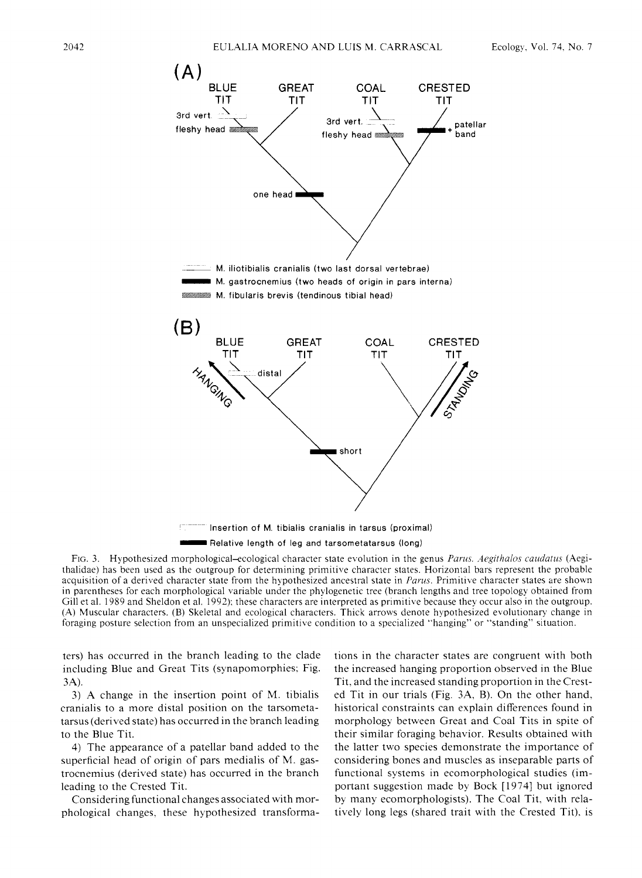FIG. 3. Hypothesized morphological–ecological character state evolution in the genus *Parus*. *Aegithalos caudatus* (Aegithalidae) has been used as the outgroup for determining primitive character states. Horizontal bars represent the probable acquisition of a derived character state from the hypothesized ancestral state in *Parus*. Primitive character states are shown in parentheses for each morphological variable under the phylogenetic tree (branch lengths and tree topology obtained from Gill et al. 1989 and Sheldon et al. 1992); these characters are interpreted as primitive because they occur also in the outgroup. (A) Muscular characters. (B) Skeletal and ecological characters. Thick arrows denote hypothesized evolutionary change in foraging posture selection from an unspecialized primitive condition to a specialized "hanging" or "standing" situation.

ters) has occurred in the branch leading to the clade including Blue and Great Tits (synapomorphies; Fig. 3A).

3) A change in the insertion point of M. tibialis cranialis to a more distal position on the tarsometatarsus (derived state) has occurred in the branch leading to the Blue Tit.

4) The appearance of a patellar band added to the superficial head of origin of pars medialis of M. gastrocnemius (derived state) has occurred in the branch leading to the Crested Tit.

Considering functional changes associated with morphological changes, these hypothesized transformations in the character states are congruent with both the increased hanging proportion observed in the Blue Tit, and the increased standing proportion in the Crested Tit in our trials (Fig. 3A, B). On the other hand, historical constraints can explain differences found in morphology between Great and Coal Tits in spite of their similar foraging behavior. Results obtained with the latter two species demonstrate the importance of considering bones and muscles as inseparable parts of functional systems in ecomorphological studies (important suggestion made by Bock [1974] but ignored by many ecomorphologists). The Coal Tit, with relatively long legs (shared trait with the Crested Tit), is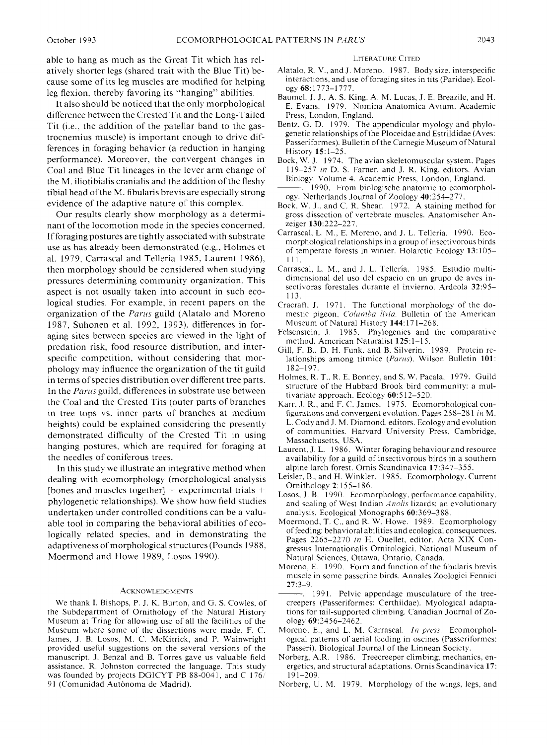able to hang as much as the Great Tit which has relatively shorter legs (shared trait with the Blue Tit) because some of its leg muscles are modified for helping leg flexion, thereby favoring its "hanging" abilities.

It also should be noticed that the only morphological difference between the Crested Tit and the Long-Tailed Tit (i.e., the addition of the patellar band to the gastrocnemius muscle) is important enough to drive differences in foraging behavior (a reduction in hanging performance). Moreover, the convergent changes in Coal and Blue Tit lineages in the lever arm change of the M. iliotibialis cranialis and the addition of the fleshy tibial head of the M. fibularis brevis are especially strong evidence of the adaptive nature of this complex.

Our results clearly show morphology as a determinant of the locomotion mode in the species concerned. If foraging postures are tightly associated with substrate use as has already been demonstrated (e.g., Holmes et al. 1979, Carrascal and Tellería 1985, Laurent 1986), then morphology should be considered when studying pressures determining community organization. This aspect is not usually taken into account in such ecological studies. For example, in recent papers on the organization of the *Parus* guild (Alatalo and Moreno 1987, Suhonen et al. 1992, 1993), differences in foraging sites between species are viewed in the light of predation risk, food resource distribution, and interspecific competition, without considering that morphology may influence the organization of the tit guild in terms of species distribution over different tree parts. In the *Parus* guild, differences in substrate use between the Coal and the Crested Tits (outer parts of branches in tree tops vs. inner parts of branches at medium heights) could be explained considering the presently demonstrated difficulty of the Crested Tit in using hanging postures, which are required for foraging at the needles of coniferous trees.

In this study we illustrate an integrative method when dealing with ecomorphology (morphological analysis [bones and muscles together] + experimental trials + phylogenetic relationships). We show how field studies undertaken under controlled conditions can be a valuable tool in comparing the behavioral abilities of ecologically related species, and in demonstrating the adaptiveness of morphological structures (Pounds 1988, Moermond and Howe 1989, Losos 1990).

## Acknowledgments

We thank I. Bishops, P. J. K. Burton, and G. S. Cowles, of the Subdepartment of Ornithology of the Natural History Museum at Tring for allowing use of all the facilities of the Museum where some of the dissections were made. F. C. James, J. B. Losos, M. C. McKitrick, and P. Wainwright provided useful suggestions on the several versions of the manuscript. J. Benzal and B. Torres gave us valuable field assistance. R. Johnston corrected the language. This study was founded by projects DGICYT PB 88-0041, and C 176/91 (Comunidad Autónoma de Madrid).

## Literature Cited

Alatalo, R. V., and J. Moreno. 1987. Body size, interspecific interactions, and use of foraging sites in tits (Paridae). Ecology **68**:1773–1777.

Baumel, J. J., A. S. King, A. M. Lucas, J. E. Breazile, and H. E. Evans. 1979. Nomina Anatomica Avium. Academic Press, London, England.

Bentz, G. D. 1979. The appendicular myology and phylogenetic relationships of the Ploceidae and Estrildidae (Aves: Passeriformes). Bulletin of the Carnegie Museum of Natural History **15**:1–25.

Bock, W. J. 1974. The avian skeletomuscular system. Pages 119–257 *in* D. S. Farner, and J. R. King, editors. Avian Biology. Volume 4. Academic Press, London, England.

———. 1990. From biologische anatomie to ecomorphology. Netherlands Journal of Zoology **40**:254–277.

Bock, W. J., and C. R. Shear. 1972. A staining method for gross dissection of vertebrate muscles. Anatomischer Anzeiger **130**:222–227.

Carrascal, L. M., E. Moreno, and J. L. Tellería. 1990. Ecomorphological relationships in a group of insectivorous birds of temperate forests in winter. Holarctic Ecology **13**:105–111.

Carrascal, L. M., and J. L. Tellería. 1985. Estudio multidimensional del uso del espacio en un grupo de aves insectívoras forestales durante el invierno. Ardeola **32**:95–113.

Cracraft, J. 1971. The functional morphology of the domestic pigeon, *Columba livia*. Bulletin of the American Museum of Natural History **144**:171–268.

Felsenstein, J. 1985. Phylogenies and the comparative method. American Naturalist **125**:1–15.

Gill, F. B., D. H. Funk, and B. Silverin. 1989. Protein relationships among titmice (*Parus*). Wilson Bulletin **101**:182–197.

Holmes, R. T., R. E. Bonney, and S. W. Pacala. 1979. Guild structure of the Hubbard Brook bird community: a multivariate approach. Ecology **60**:512–520.

Karr, J. R., and F. C. James. 1975. Ecomorphological configurations and convergent evolution. Pages 258–281 *in* M. L. Cody and J. M. Diamond, editors. Ecology and evolution of communities. Harvard University Press, Cambridge, Massachusetts, USA.

Laurent, J. L. 1986. Winter foraging behaviour and resource availability for a guild of insectivorous birds in a southern alpine larch forest. Ornis Scandinavica **17**:347–355.

Leisler, B., and H. Winkler. 1985. Ecomorphology. Current Ornithology **2**:155–186.

Losos, J. B. 1990. Ecomorphology, performance capability, and scaling of West Indian *Anolis* lizards: an evolutionary analysis. Ecological Monographs **60**:369–388.

Moermond, T. C., and R. W. Howe. 1989. Ecomorphology of feeding: behavioral abilities and ecological consequences. Pages 2265–2270 *in* H. Ouellet, editor. Acta XIX Congressus Internationalis Ornitologici. National Museum of Natural Sciences, Ottawa, Ontario, Canada.

Moreno, E. 1990. Form and function of the fibularis brevis muscle in some passerine birds. Annales Zoologici Fennici **27**:3–9.

———. 1991. Pelvic appendage musculature of the treecreepers (Passeriformes: Certhiidae). Myological adaptations for tail-supported climbing. Canadian Journal of Zoology **69**:2456–2462.

Moreno, E., and L. M. Carrascal. *In press.* Ecomorphological patterns of aerial feeding in oscines (Passeriformes: Passeri). Biological Journal of the Linnean Society.

Norberg, A.R. 1986. Treecreeper climbing; mechanics, energetics, and structural adaptations. Ornis Scandinavica **17**:191–209.

Norberg, U. M. 1979. Morphology of the wings, legs, and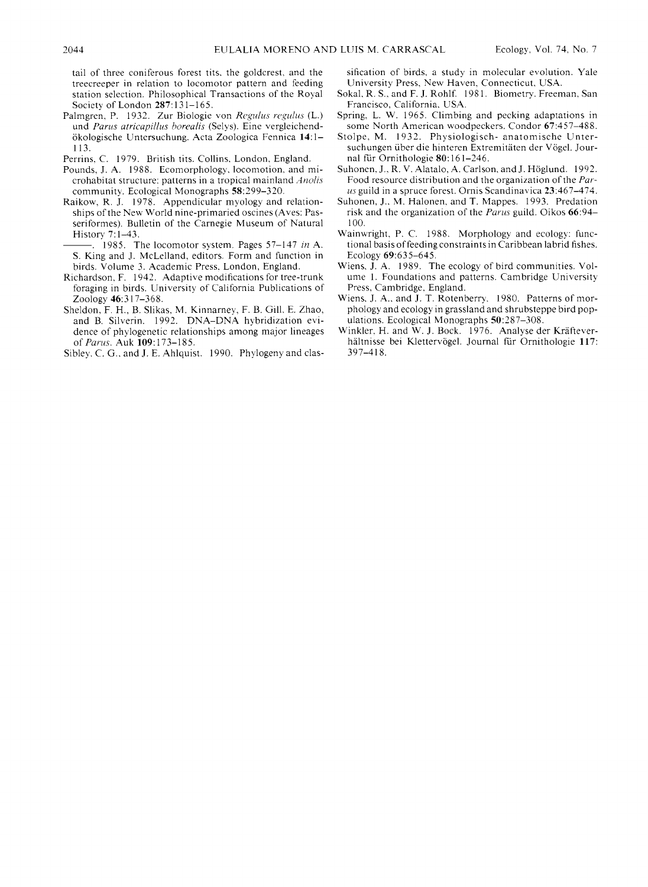tail of three coniferous forest tits, the goldcrest, and the treecreeper in relation to locomotor pattern and feeding station selection. Philosophical Transactions of the Royal Society of London **287**:131–165.

Palmgren, P. 1932. Zur Biologie von *Regulus regulus* (L.) und *Parus atricapillus borealis* (Selys). Eine vergleichend-ökologische Untersuchung. Acta Zoologica Fennica **14**:1–113.

Perrins, C. 1979. British tits. Collins, London, England.

Pounds, J. A. 1988. Ecomorphology, locomotion, and microhabitat structure: patterns in a tropical mainland *Anolis* community. Ecological Monographs **58**:299–320.

Raikow, R. J. 1978. Appendicular myology and relationships of the New World nine-primaried oscines (Aves: Passeriformes). Bulletin of the Carnegie Museum of Natural History 7:1–43.

———. 1985. The locomotor system. Pages 57–147 *in* A. S. King and J. McLelland, editors. Form and function in birds. Volume 3. Academic Press, London, England.

Richardson, F. 1942. Adaptive modifications for tree-trunk foraging in birds. University of California Publications of Zoology **46**:317–368.

Sheldon, F. H., B. Slikas, M. Kinnarney, F. B. Gill, E. Zhao, and B. Silverin. 1992. DNA-DNA hybridization evidence of phylogenetic relationships among major lineages of *Parus*. Auk **109**:173–185.

Sibley, C. G., and J. E. Ahlquist. 1990. Phylogeny and classification of birds, a study in molecular evolution. Yale University Press, New Haven, Connecticut, USA.

Sokal, R. S., and F. J. Rohlf. 1981. Biometry. Freeman, San Francisco, California, USA.

Spring, L. W. 1965. Climbing and pecking adaptations in some North American woodpeckers. Condor **67**:457–488.

Stolpe, M. 1932. Physiologisch- anatomische Untersuchungen über die hinteren Extremitäten der Vögel. Journal für Ornithologie **80**:161–246.

Suhonen, J., R. V. Alatalo, A. Carlson, and J. Höglund. 1992. Food resource distribution and the organization of the *Parus* guild in a spruce forest. Ornis Scandinavica **23**:467–474.

Suhonen, J., M. Halonen, and T. Mappes. 1993. Predation risk and the organization of the *Parus* guild. Oikos **66**:94–100.

Wainwright, P. C. 1988. Morphology and ecology: functional basis of feeding constraints in Caribbean labrid fishes. Ecology **69**:635–645.

Wiens, J. A. 1989. The ecology of bird communities. Volume 1. Foundations and patterns. Cambridge University Press, Cambridge, England.

Wiens, J. A., and J. T. Rotenberry. 1980. Patterns of morphology and ecology in grassland and shrubsteppe bird populations. Ecological Monographs **50**:287–308.

Winkler, H. and W. J. Bock. 1976. Analyse der Kräfteverhältnisse bei Klettervögel. Journal für Ornithologie **117**:397–418.